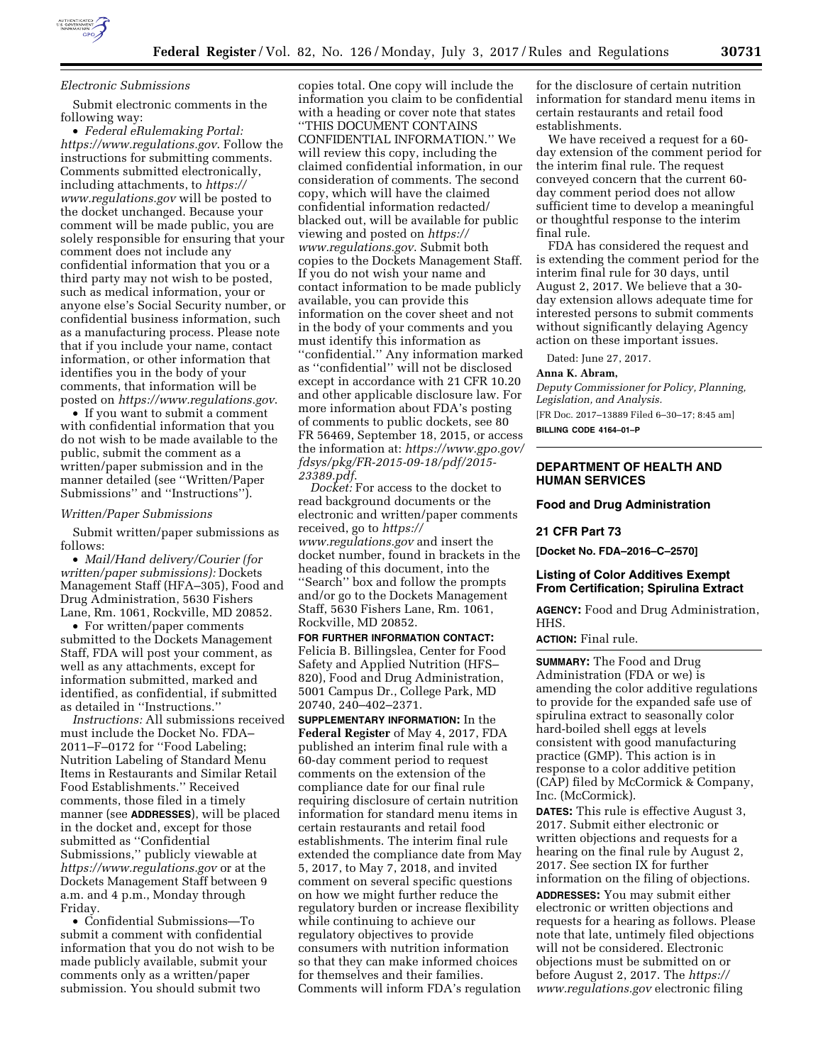*Electronic Submissions*

Submit electronic comments in the following way:

- *Federal eRulemaking Portal: https://www.regulations.gov*. Follow the instructions for submitting comments. Comments submitted electronically, including attachments, to *https://www.regulations.gov* will be posted to the docket unchanged. Because your comment will be made public, you are solely responsible for ensuring that your comment does not include any confidential information that you or a third party may not wish to be posted, such as medical information, your or anyone else's Social Security number, or confidential business information, such as a manufacturing process. Please note that if you include your name, contact information, or other information that identifies you in the body of your comments, that information will be posted on *https://www.regulations.gov*.
- If you want to submit a comment with confidential information that you do not wish to be made available to the public, submit the comment as a written/paper submission and in the manner detailed (see ''Written/Paper Submissions'' and ''Instructions'').

*Written/Paper Submissions*

Submit written/paper submissions as follows:

- *Mail/Hand delivery/Courier (for written/paper submissions):* Dockets Management Staff (HFA–305), Food and Drug Administration, 5630 Fishers Lane, Rm. 1061, Rockville, MD 20852.
- For written/paper comments submitted to the Dockets Management Staff, FDA will post your comment, as well as any attachments, except for information submitted, marked and identified, as confidential, if submitted as detailed in ''Instructions.''

*Instructions:* All submissions received must include the Docket No. FDA–2011–F–0172 for ''Food Labeling; Nutrition Labeling of Standard Menu Items in Restaurants and Similar Retail Food Establishments.'' Received comments, those filed in a timely manner (see **ADDRESSES**), will be placed in the docket and, except for those submitted as ''Confidential Submissions,'' publicly viewable at *https://www.regulations.gov* or at the Dockets Management Staff between 9 a.m. and 4 p.m., Monday through Friday.

- Confidential Submissions—To submit a comment with confidential information that you do not wish to be made publicly available, submit your comments only as a written/paper submission. You should submit two copies total. One copy will include the information you claim to be confidential with a heading or cover note that states ''THIS DOCUMENT CONTAINS CONFIDENTIAL INFORMATION.'' We will review this copy, including the claimed confidential information, in our consideration of comments. The second copy, which will have the claimed confidential information redacted/blacked out, will be available for public viewing and posted on *https://www.regulations.gov*. Submit both copies to the Dockets Management Staff. If you do not wish your name and contact information to be made publicly available, you can provide this information on the cover sheet and not in the body of your comments and you must identify this information as ''confidential.'' Any information marked as ''confidential'' will not be disclosed except in accordance with 21 CFR 10.20 and other applicable disclosure law. For more information about FDA's posting of comments to public dockets, see 80 FR 56469, September 18, 2015, or access the information at: *https://www.gpo.gov/fdsys/pkg/FR-2015-09-18/pdf/2015-23389.pdf*.

*Docket:* For access to the docket to read background documents or the electronic and written/paper comments received, go to *https://www.regulations.gov* and insert the docket number, found in brackets in the heading of this document, into the ''Search'' box and follow the prompts and/or go to the Dockets Management Staff, 5630 Fishers Lane, Rm. 1061, Rockville, MD 20852.

**FOR FURTHER INFORMATION CONTACT:** Felicia B. Billingslea, Center for Food Safety and Applied Nutrition (HFS–820), Food and Drug Administration, 5001 Campus Dr., College Park, MD 20740, 240–402–2371.

**SUPPLEMENTARY INFORMATION:** In the **Federal Register** of May 4, 2017, FDA published an interim final rule with a 60-day comment period to request comments on the extension of the compliance date for our final rule requiring disclosure of certain nutrition information for standard menu items in certain restaurants and retail food establishments. The interim final rule extended the compliance date from May 5, 2017, to May 7, 2018, and invited comment on several specific questions on how we might further reduce the regulatory burden or increase flexibility while continuing to achieve our regulatory objectives to provide consumers with nutrition information so that they can make informed choices for themselves and their families. Comments will inform FDA's regulation for the disclosure of certain nutrition information for standard menu items in certain restaurants and retail food establishments.

We have received a request for a 60-day extension of the comment period for the interim final rule. The request conveyed concern that the current 60-day comment period does not allow sufficient time to develop a meaningful or thoughtful response to the interim final rule.

FDA has considered the request and is extending the comment period for the interim final rule for 30 days, until August 2, 2017. We believe that a 30-day extension allows adequate time for interested persons to submit comments without significantly delaying Agency action on these important issues.

Dated: June 27, 2017.

**Anna K. Abram,**

*Deputy Commissioner for Policy, Planning, Legislation, and Analysis.*

[FR Doc. 2017–13889 Filed 6–30–17; 8:45 am]

**BILLING CODE 4164–01–P**

---

**DEPARTMENT OF HEALTH AND HUMAN SERVICES**

**Food and Drug Administration**

**21 CFR Part 73**

**[Docket No. FDA–2016–C–2570]**

## Listing of Color Additives Exempt From Certification; Spirulina Extract

**AGENCY:** Food and Drug Administration, HHS.

**ACTION:** Final rule.

**SUMMARY:** The Food and Drug Administration (FDA or we) is amending the color additive regulations to provide for the expanded safe use of spirulina extract to seasonally color hard-boiled shell eggs at levels consistent with good manufacturing practice (GMP). This action is in response to a color additive petition (CAP) filed by McCormick & Company, Inc. (McCormick).

**DATES:** This rule is effective August 3, 2017. Submit either electronic or written objections and requests for a hearing on the final rule by August 2, 2017. See section IX for further information on the filing of objections.

**ADDRESSES:** You may submit either electronic or written objections and requests for a hearing as follows. Please note that late, untimely filed objections will not be considered. Electronic objections must be submitted on or before August 2, 2017. The *https://www.regulations.gov* electronic filing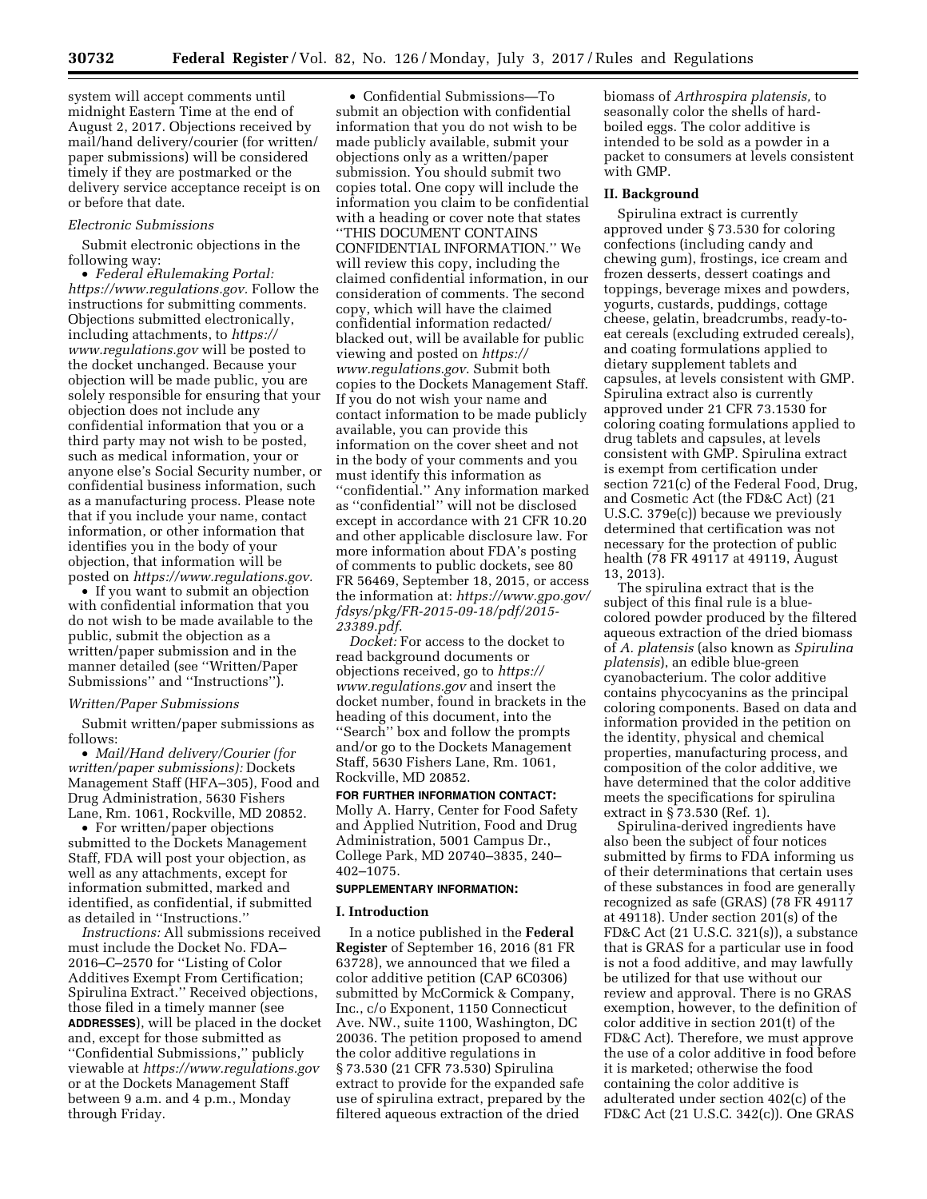system will accept comments until midnight Eastern Time at the end of August 2, 2017. Objections received by mail/hand delivery/courier (for written/paper submissions) will be considered timely if they are postmarked or the delivery service acceptance receipt is on or before that date.

*Electronic Submissions*

Submit electronic objections in the following way:

• *Federal eRulemaking Portal: https://www.regulations.gov.* Follow the instructions for submitting comments. Objections submitted electronically, including attachments, to *https://www.regulations.gov* will be posted to the docket unchanged. Because your objection will be made public, you are solely responsible for ensuring that your objection does not include any confidential information that you or a third party may not wish to be posted, such as medical information, your or anyone else's Social Security number, or confidential business information, such as a manufacturing process. Please note that if you include your name, contact information, or other information that identifies you in the body of your objection, that information will be posted on *https://www.regulations.gov.*

• If you want to submit an objection with confidential information that you do not wish to be made available to the public, submit the objection as a written/paper submission and in the manner detailed (see ''Written/Paper Submissions'' and ''Instructions'').

*Written/Paper Submissions*

Submit written/paper submissions as follows:

• *Mail/Hand delivery/Courier (for written/paper submissions):* Dockets Management Staff (HFA–305), Food and Drug Administration, 5630 Fishers Lane, Rm. 1061, Rockville, MD 20852.

• For written/paper objections submitted to the Dockets Management Staff, FDA will post your objection, as well as any attachments, except for information submitted, marked and identified, as confidential, if submitted as detailed in ''Instructions.''

*Instructions:* All submissions received must include the Docket No. FDA–2016–C–2570 for ''Listing of Color Additives Exempt From Certification; Spirulina Extract.'' Received objections, those filed in a timely manner (see **ADDRESSES**), will be placed in the docket and, except for those submitted as ''Confidential Submissions,'' publicly viewable at *https://www.regulations.gov* or at the Dockets Management Staff between 9 a.m. and 4 p.m., Monday through Friday.

• Confidential Submissions—To submit an objection with confidential information that you do not wish to be made publicly available, submit your objections only as a written/paper submission. You should submit two copies total. One copy will include the information you claim to be confidential with a heading or cover note that states ''THIS DOCUMENT CONTAINS CONFIDENTIAL INFORMATION.'' We will review this copy, including the claimed confidential information, in our consideration of comments. The second copy, which will have the claimed confidential information redacted/blacked out, will be available for public viewing and posted on *https://www.regulations.gov*. Submit both copies to the Dockets Management Staff. If you do not wish your name and contact information to be made publicly available, you can provide this information on the cover sheet and not in the body of your comments and you must identify this information as ''confidential.'' Any information marked as ''confidential'' will not be disclosed except in accordance with 21 CFR 10.20 and other applicable disclosure law. For more information about FDA's posting of comments to public dockets, see 80 FR 56469, September 18, 2015, or access the information at: *https://www.gpo.gov/fdsys/pkg/FR-2015-09-18/pdf/2015-23389.pdf*.

*Docket:* For access to the docket to read background documents or objections received, go to *https://www.regulations.gov* and insert the docket number, found in brackets in the heading of this document, into the ''Search'' box and follow the prompts and/or go to the Dockets Management Staff, 5630 Fishers Lane, Rm. 1061, Rockville, MD 20852.

**FOR FURTHER INFORMATION CONTACT:** Molly A. Harry, Center for Food Safety and Applied Nutrition, Food and Drug Administration, 5001 Campus Dr., College Park, MD 20740–3835, 240–402–1075.

**SUPPLEMENTARY INFORMATION:**

## I. Introduction

In a notice published in the **Federal Register** of September 16, 2016 (81 FR 63728), we announced that we filed a color additive petition (CAP 6C0306) submitted by McCormick & Company, Inc., c/o Exponent, 1150 Connecticut Ave. NW., suite 1100, Washington, DC 20036. The petition proposed to amend the color additive regulations in § 73.530 (21 CFR 73.530) Spirulina extract to provide for the expanded safe use of spirulina extract, prepared by the filtered aqueous extraction of the dried biomass of *Arthrospira platensis,* to seasonally color the shells of hard-boiled eggs. The color additive is intended to be sold as a powder in a packet to consumers at levels consistent with GMP.

## II. Background

Spirulina extract is currently approved under § 73.530 for coloring confections (including candy and chewing gum), frostings, ice cream and frozen desserts, dessert coatings and toppings, beverage mixes and powders, yogurts, custards, puddings, cottage cheese, gelatin, breadcrumbs, ready-to-eat cereals (excluding extruded cereals), and coating formulations applied to dietary supplement tablets and capsules, at levels consistent with GMP. Spirulina extract also is currently approved under 21 CFR 73.1530 for coloring coating formulations applied to drug tablets and capsules, at levels consistent with GMP. Spirulina extract is exempt from certification under section 721(c) of the Federal Food, Drug, and Cosmetic Act (the FD&C Act) (21 U.S.C. 379e(c)) because we previously determined that certification was not necessary for the protection of public health (78 FR 49117 at 49119, August 13, 2013).

The spirulina extract that is the subject of this final rule is a blue-colored powder produced by the filtered aqueous extraction of the dried biomass of *A. platensis* (also known as *Spirulina platensis*), an edible blue-green cyanobacterium. The color additive contains phycocyanins as the principal coloring components. Based on data and information provided in the petition on the identity, physical and chemical properties, manufacturing process, and composition of the color additive, we have determined that the color additive meets the specifications for spirulina extract in § 73.530 (Ref. 1).

Spirulina-derived ingredients have also been the subject of four notices submitted by firms to FDA informing us of their determinations that certain uses of these substances in food are generally recognized as safe (GRAS) (78 FR 49117 at 49118). Under section 201(s) of the FD&C Act (21 U.S.C. 321(s)), a substance that is GRAS for a particular use in food is not a food additive, and may lawfully be utilized for that use without our review and approval. There is no GRAS exemption, however, to the definition of color additive in section 201(t) of the FD&C Act). Therefore, we must approve the use of a color additive in food before it is marketed; otherwise the food containing the color additive is adulterated under section 402(c) of the FD&C Act (21 U.S.C. 342(c)). One GRAS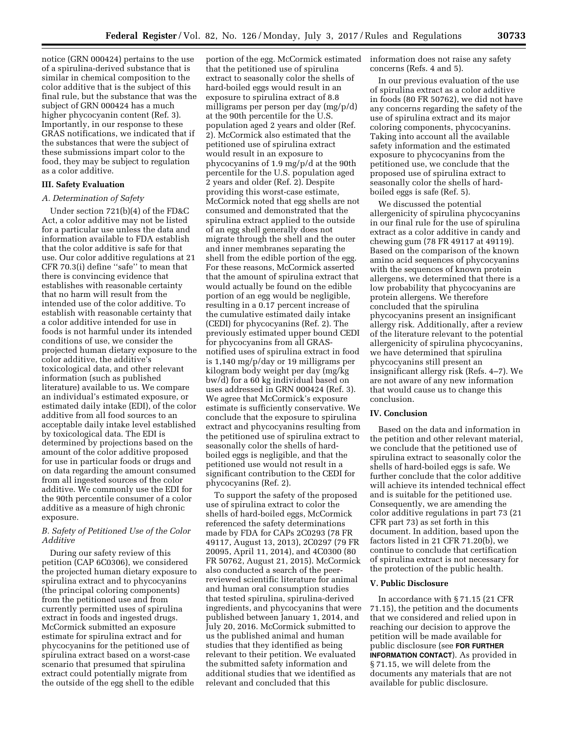notice (GRN 000424) pertains to the use of a spirulina-derived substance that is similar in chemical composition to the color additive that is the subject of this final rule, but the substance that was the subject of GRN 000424 has a much higher phycocyanin content (Ref. 3). Importantly, in our response to these GRAS notifications, we indicated that if the substances that were the subject of these submissions impart color to the food, they may be subject to regulation as a color additive.

## III. Safety Evaluation

### *A. Determination of Safety*

Under section 721(b)(4) of the FD&C Act, a color additive may not be listed for a particular use unless the data and information available to FDA establish that the color additive is safe for that use. Our color additive regulations at 21 CFR 70.3(i) define ''safe'' to mean that there is convincing evidence that establishes with reasonable certainty that no harm will result from the intended use of the color additive. To establish with reasonable certainty that a color additive intended for use in foods is not harmful under its intended conditions of use, we consider the projected human dietary exposure to the color additive, the additive's toxicological data, and other relevant information (such as published literature) available to us. We compare an individual's estimated exposure, or estimated daily intake (EDI), of the color additive from all food sources to an acceptable daily intake level established by toxicological data. The EDI is determined by projections based on the amount of the color additive proposed for use in particular foods or drugs and on data regarding the amount consumed from all ingested sources of the color additive. We commonly use the EDI for the 90th percentile consumer of a color additive as a measure of high chronic exposure.

### *B. Safety of Petitioned Use of the Color Additive*

During our safety review of this petition (CAP 6C0306), we considered the projected human dietary exposure to spirulina extract and to phycocyanins (the principal coloring components) from the petitioned use and from currently permitted uses of spirulina extract in foods and ingested drugs. McCormick submitted an exposure estimate for spirulina extract and for phycocyanins for the petitioned use of spirulina extract based on a worst-case scenario that presumed that spirulina extract could potentially migrate from the outside of the egg shell to the edible portion of the egg. McCormick estimated that the petitioned use of spirulina extract to seasonally color the shells of hard-boiled eggs would result in an exposure to spirulina extract of 8.8 milligrams per person per day (mg/p/d) at the 90th percentile for the U.S. population aged 2 years and older (Ref. 2). McCormick also estimated that the petitioned use of spirulina extract would result in an exposure to phycocyanins of 1.9 mg/p/d at the 90th percentile for the U.S. population aged 2 years and older (Ref. 2). Despite providing this worst-case estimate, McCormick noted that egg shells are not consumed and demonstrated that the spirulina extract applied to the outside of an egg shell generally does not migrate through the shell and the outer and inner membranes separating the shell from the edible portion of the egg. For these reasons, McCormick asserted that the amount of spirulina extract that would actually be found on the edible portion of an egg would be negligible, resulting in a 0.17 percent increase of the cumulative estimated daily intake (CEDI) for phycocyanins (Ref. 2). The previously estimated upper bound CEDI for phycocyanins from all GRAS-notified uses of spirulina extract in food is 1,140 mg/p/day or 19 milligrams per kilogram body weight per day (mg/kg bw/d) for a 60 kg individual based on uses addressed in GRN 000424 (Ref. 3). We agree that McCormick's exposure estimate is sufficiently conservative. We conclude that the exposure to spirulina extract and phycocyanins resulting from the petitioned use of spirulina extract to seasonally color the shells of hard-boiled eggs is negligible, and that the petitioned use would not result in a significant contribution to the CEDI for phycocyanins (Ref. 2).

To support the safety of the proposed use of spirulina extract to color the shells of hard-boiled eggs, McCormick referenced the safety determinations made by FDA for CAPs 2C0293 (78 FR 49117, August 13, 2013), 2C0297 (79 FR 20095, April 11, 2014), and 4C0300 (80 FR 50762, August 21, 2015). McCormick also conducted a search of the peer-reviewed scientific literature for animal and human oral consumption studies that tested spirulina, spirulina-derived ingredients, and phycocyanins that were published between January 1, 2014, and July 20, 2016. McCormick submitted to us the published animal and human studies that they identified as being relevant to their petition. We evaluated the submitted safety information and additional studies that we identified as relevant and concluded that this information does not raise any safety concerns (Refs. 4 and 5).

In our previous evaluation of the use of spirulina extract as a color additive in foods (80 FR 50762), we did not have any concerns regarding the safety of the use of spirulina extract and its major coloring components, phycocyanins. Taking into account all the available safety information and the estimated exposure to phycocyanins from the petitioned use, we conclude that the proposed use of spirulina extract to seasonally color the shells of hard-boiled eggs is safe (Ref. 5).

We discussed the potential allergenicity of spirulina phycocyanins in our final rule for the use of spirulina extract as a color additive in candy and chewing gum (78 FR 49117 at 49119). Based on the comparison of the known amino acid sequences of phycocyanins with the sequences of known protein allergens, we determined that there is a low probability that phycocyanins are protein allergens. We therefore concluded that the spirulina phycocyanins present an insignificant allergy risk. Additionally, after a review of the literature relevant to the potential allergenicity of spirulina phycocyanins, we have determined that spirulina phycocyanins still present an insignificant allergy risk (Refs. 4–7). We are not aware of any new information that would cause us to change this conclusion.

## IV. Conclusion

Based on the data and information in the petition and other relevant material, we conclude that the petitioned use of spirulina extract to seasonally color the shells of hard-boiled eggs is safe. We further conclude that the color additive will achieve its intended technical effect and is suitable for the petitioned use. Consequently, we are amending the color additive regulations in part 73 (21 CFR part 73) as set forth in this document. In addition, based upon the factors listed in 21 CFR 71.20(b), we continue to conclude that certification of spirulina extract is not necessary for the protection of the public health.

## V. Public Disclosure

In accordance with § 71.15 (21 CFR 71.15), the petition and the documents that we considered and relied upon in reaching our decision to approve the petition will be made available for public disclosure (see **FOR FURTHER INFORMATION CONTACT**). As provided in § 71.15, we will delete from the documents any materials that are not available for public disclosure.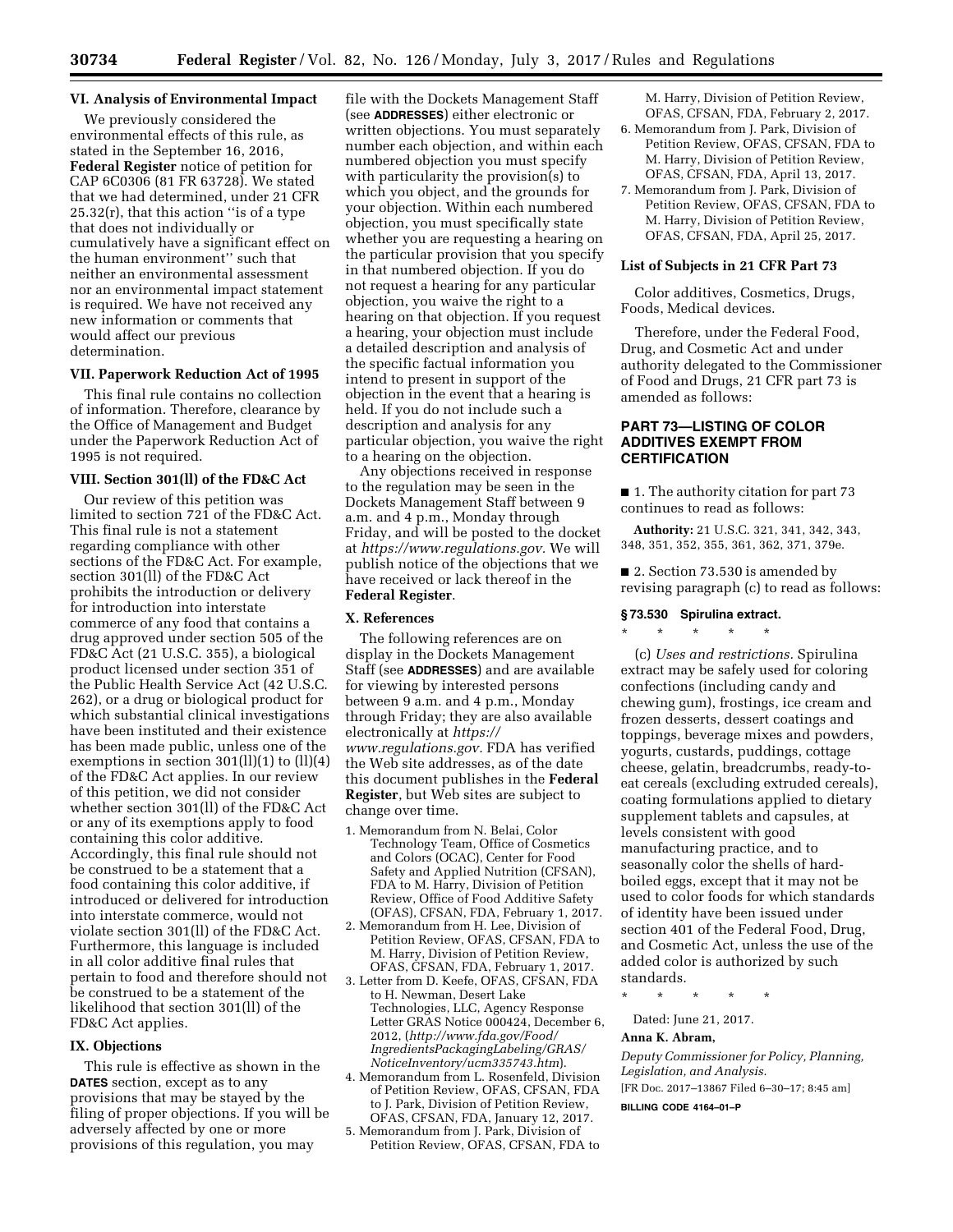## VI. Analysis of Environmental Impact

We previously considered the environmental effects of this rule, as stated in the September 16, 2016, **Federal Register** notice of petition for CAP 6C0306 (81 FR 63728). We stated that we had determined, under 21 CFR 25.32(r), that this action "is of a type that does not individually or cumulatively have a significant effect on the human environment" such that neither an environmental assessment nor an environmental impact statement is required. We have not received any new information or comments that would affect our previous determination.

## VII. Paperwork Reduction Act of 1995

This final rule contains no collection of information. Therefore, clearance by the Office of Management and Budget under the Paperwork Reduction Act of 1995 is not required.

## VIII. Section 301(ll) of the FD&C Act

Our review of this petition was limited to section 721 of the FD&C Act. This final rule is not a statement regarding compliance with other sections of the FD&C Act. For example, section 301(ll) of the FD&C Act prohibits the introduction or delivery for introduction into interstate commerce of any food that contains a drug approved under section 505 of the FD&C Act (21 U.S.C. 355), a biological product licensed under section 351 of the Public Health Service Act (42 U.S.C. 262), or a drug or biological product for which substantial clinical investigations have been instituted and their existence has been made public, unless one of the exemptions in section 301(ll)(1) to (ll)(4) of the FD&C Act applies. In our review of this petition, we did not consider whether section 301(ll) of the FD&C Act or any of its exemptions apply to food containing this color additive. Accordingly, this final rule should not be construed to be a statement that a food containing this color additive, if introduced or delivered for introduction into interstate commerce, would not violate section 301(ll) of the FD&C Act. Furthermore, this language is included in all color additive final rules that pertain to food and therefore should not be construed to be a statement of the likelihood that section 301(ll) of the FD&C Act applies.

## IX. Objections

This rule is effective as shown in the **DATES** section, except as to any provisions that may be stayed by the filing of proper objections. If you will be adversely affected by one or more provisions of this regulation, you may file with the Dockets Management Staff (see **ADDRESSES**) either electronic or written objections. You must separately number each objection, and within each numbered objection you must specify with particularity the provision(s) to which you object, and the grounds for your objection. Within each numbered objection, you must specifically state whether you are requesting a hearing on the particular provision that you specify in that numbered objection. If you do not request a hearing for any particular objection, you waive the right to a hearing on that objection. If you request a hearing, your objection must include a detailed description and analysis of the specific factual information you intend to present in support of the objection in the event that a hearing is held. If you do not include such a description and analysis for any particular objection, you waive the right to a hearing on the objection.

Any objections received in response to the regulation may be seen in the Dockets Management Staff between 9 a.m. and 4 p.m., Monday through Friday, and will be posted to the docket at *https://www.regulations.gov.* We will publish notice of the objections that we have received or lack thereof in the **Federal Register**.

## X. References

The following references are on display in the Dockets Management Staff (see **ADDRESSES**) and are available for viewing by interested persons between 9 a.m. and 4 p.m., Monday through Friday; they are also available electronically at *https://www.regulations.gov.* FDA has verified the Web site addresses, as of the date this document publishes in the **Federal Register**, but Web sites are subject to change over time.

1. Memorandum from N. Belai, Color Technology Team, Office of Cosmetics and Colors (OCAC), Center for Food Safety and Applied Nutrition (CFSAN), FDA to M. Harry, Division of Petition Review, Office of Food Additive Safety (OFAS), CFSAN, FDA, February 1, 2017.
2. Memorandum from H. Lee, Division of Petition Review, OFAS, CFSAN, FDA to M. Harry, Division of Petition Review, OFAS, CFSAN, FDA, February 1, 2017.
3. Letter from D. Keefe, OFAS, CFSAN, FDA to H. Newman, Desert Lake Technologies, LLC, Agency Response Letter GRAS Notice 000424, December 6, 2012, (*http://www.fda.gov/Food/IngredientsPackagingLabeling/GRAS/NoticeInventory/ucm335743.htm*).
4. Memorandum from L. Rosenfeld, Division of Petition Review, OFAS, CFSAN, FDA to J. Park, Division of Petition Review, OFAS, CFSAN, FDA, January 12, 2017.
5. Memorandum from J. Park, Division of Petition Review, OFAS, CFSAN, FDA to M. Harry, Division of Petition Review, OFAS, CFSAN, FDA, February 2, 2017.
6. Memorandum from J. Park, Division of Petition Review, OFAS, CFSAN, FDA to M. Harry, Division of Petition Review, OFAS, CFSAN, FDA, April 13, 2017.
7. Memorandum from J. Park, Division of Petition Review, OFAS, CFSAN, FDA to M. Harry, Division of Petition Review, OFAS, CFSAN, FDA, April 25, 2017.

## List of Subjects in 21 CFR Part 73

Color additives, Cosmetics, Drugs, Foods, Medical devices.

Therefore, under the Federal Food, Drug, and Cosmetic Act and under authority delegated to the Commissioner of Food and Drugs, 21 CFR part 73 is amended as follows:

## PART 73—LISTING OF COLOR ADDITIVES EXEMPT FROM CERTIFICATION

■ 1. The authority citation for part 73 continues to read as follows:

**Authority:** 21 U.S.C. 321, 341, 342, 343, 348, 351, 352, 355, 361, 362, 371, 379e.

■ 2. Section 73.530 is amended by revising paragraph (c) to read as follows:

### § 73.530 Spirulina extract.

\* \* \* \* \*

(c) *Uses and restrictions.* Spirulina extract may be safely used for coloring confections (including candy and chewing gum), frostings, ice cream and frozen desserts, dessert coatings and toppings, beverage mixes and powders, yogurts, custards, puddings, cottage cheese, gelatin, breadcrumbs, ready-to-eat cereals (excluding extruded cereals), coating formulations applied to dietary supplement tablets and capsules, at levels consistent with good manufacturing practice, and to seasonally color the shells of hard-boiled eggs, except that it may not be used to color foods for which standards of identity have been issued under section 401 of the Federal Food, Drug, and Cosmetic Act, unless the use of the added color is authorized by such standards.

\* \* \* \* \*

Dated: June 21, 2017.

**Anna K. Abram,**

*Deputy Commissioner for Policy, Planning, Legislation, and Analysis.*

[FR Doc. 2017–13867 Filed 6–30–17; 8:45 am]

**BILLING CODE 4164–01–P**